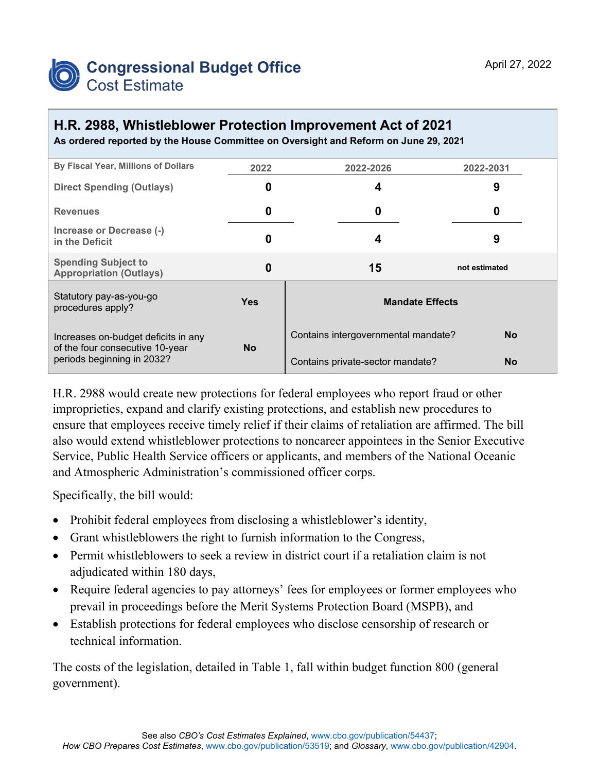# Congressional Budget Office
## Cost Estimate

April 27, 2022

## H.R. 2988, Whistleblower Protection Improvement Act of 2021

**As ordered reported by the House Committee on Oversight and Reform on June 29, 2021**

| By Fiscal Year, Millions of Dollars | 2022 | 2022-2026 | 2022-2031 |
|---|---|---|---|
| Direct Spending (Outlays) | 0 | 4 | 9 |
| Revenues | 0 | 0 | 0 |
| Increase or Decrease (-) in the Deficit | 0 | 4 | 9 |
| Spending Subject to Appropriation (Outlays) | 0 | 15 | not estimated |

| Statutory pay-as-you-go procedures apply? | Yes | **Mandate Effects** | |
|---|---|---|---|
| Increases on-budget deficits in any of the four consecutive 10-year periods beginning in 2032? | No | Contains intergovernmental mandate? | No |
| | | Contains private-sector mandate? | No |

H.R. 2988 would create new protections for federal employees who report fraud or other improprieties, expand and clarify existing protections, and establish new procedures to ensure that employees receive timely relief if their claims of retaliation are affirmed. The bill also would extend whistleblower protections to noncareer appointees in the Senior Executive Service, Public Health Service officers or applicants, and members of the National Oceanic and Atmospheric Administration's commissioned officer corps.

Specifically, the bill would:

- Prohibit federal employees from disclosing a whistleblower's identity,
- Grant whistleblowers the right to furnish information to the Congress,
- Permit whistleblowers to seek a review in district court if a retaliation claim is not adjudicated within 180 days,
- Require federal agencies to pay attorneys' fees for employees or former employees who prevail in proceedings before the Merit Systems Protection Board (MSPB), and
- Establish protections for federal employees who disclose censorship of research or technical information.

The costs of the legislation, detailed in Table 1, fall within budget function 800 (general government).

See also *CBO's Cost Estimates Explained*, www.cbo.gov/publication/54437;
*How CBO Prepares Cost Estimates*, www.cbo.gov/publication/53519; and *Glossary*, www.cbo.gov/publication/42904.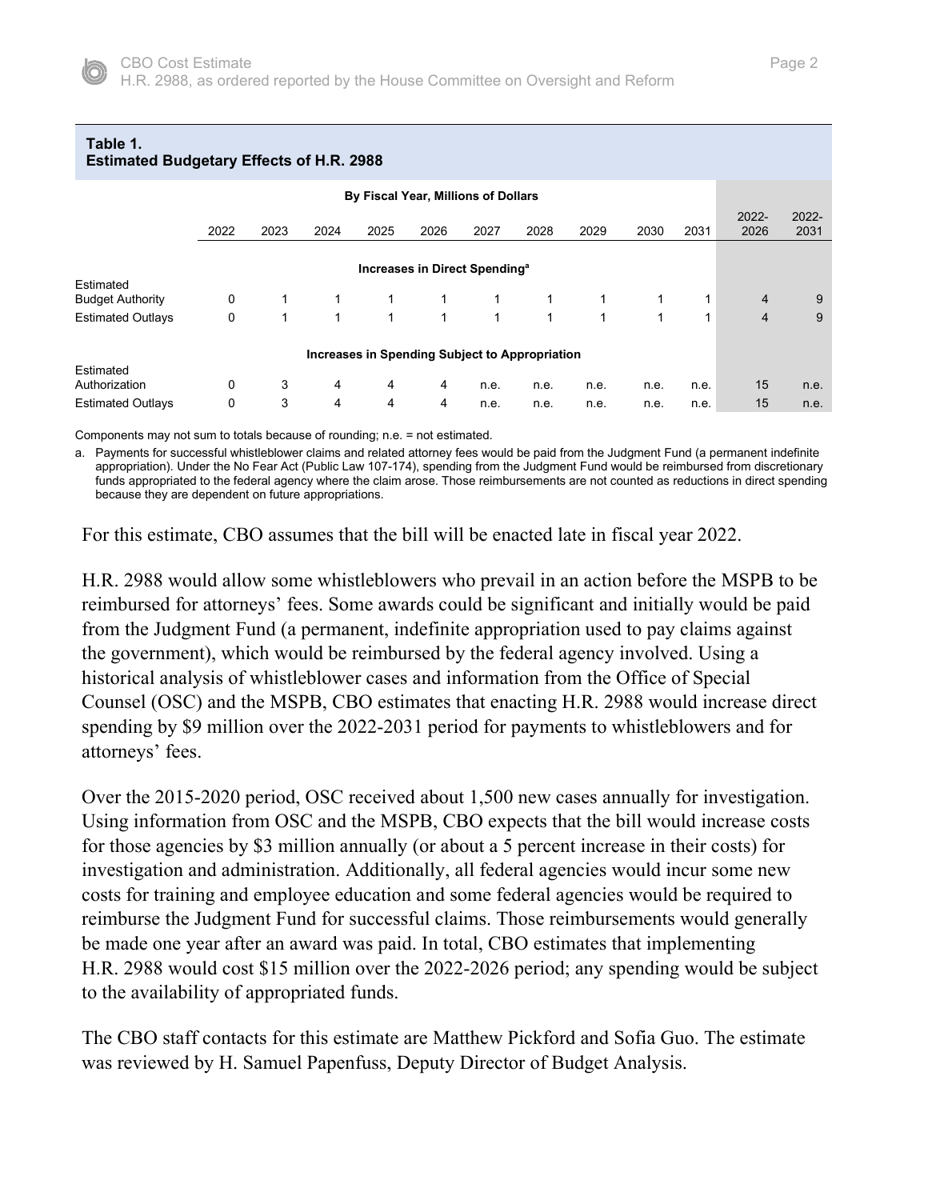**Table 1.**
**Estimated Budgetary Effects of H.R. 2988**

| | By Fiscal Year, Millions of Dollars | | | | | | | | | | | |
|---|---|---|---|---|---|---|---|---|---|---|---|---|
| | 2022 | 2023 | 2024 | 2025 | 2026 | 2027 | 2028 | 2029 | 2030 | 2031 | 2022-2026 | 2022-2031 |
| | **Increases in Direct Spending[a]** | | | | | | | | | | | |
| Estimated Budget Authority | 0 | 1 | 1 | 1 | 1 | 1 | 1 | 1 | 1 | 1 | 4 | 9 |
| Estimated Outlays | 0 | 1 | 1 | 1 | 1 | 1 | 1 | 1 | 1 | 1 | 4 | 9 |
| | **Increases in Spending Subject to Appropriation** | | | | | | | | | | | |
| Estimated Authorization | 0 | 3 | 4 | 4 | 4 | n.e. | n.e. | n.e. | n.e. | n.e. | 15 | n.e. |
| Estimated Outlays | 0 | 3 | 4 | 4 | 4 | n.e. | n.e. | n.e. | n.e. | n.e. | 15 | n.e. |

Components may not sum to totals because of rounding; n.e. = not estimated.

a. Payments for successful whistleblower claims and related attorney fees would be paid from the Judgment Fund (a permanent indefinite appropriation). Under the No Fear Act (Public Law 107-174), spending from the Judgment Fund would be reimbursed from discretionary funds appropriated to the federal agency where the claim arose. Those reimbursements are not counted as reductions in direct spending because they are dependent on future appropriations.

For this estimate, CBO assumes that the bill will be enacted late in fiscal year 2022.

H.R. 2988 would allow some whistleblowers who prevail in an action before the MSPB to be reimbursed for attorneys' fees. Some awards could be significant and initially would be paid from the Judgment Fund (a permanent, indefinite appropriation used to pay claims against the government), which would be reimbursed by the federal agency involved. Using a historical analysis of whistleblower cases and information from the Office of Special Counsel (OSC) and the MSPB, CBO estimates that enacting H.R. 2988 would increase direct spending by $9 million over the 2022-2031 period for payments to whistleblowers and for attorneys' fees.

Over the 2015-2020 period, OSC received about 1,500 new cases annually for investigation. Using information from OSC and the MSPB, CBO expects that the bill would increase costs for those agencies by $3 million annually (or about a 5 percent increase in their costs) for investigation and administration. Additionally, all federal agencies would incur some new costs for training and employee education and some federal agencies would be required to reimburse the Judgment Fund for successful claims. Those reimbursements would generally be made one year after an award was paid. In total, CBO estimates that implementing H.R. 2988 would cost $15 million over the 2022-2026 period; any spending would be subject to the availability of appropriated funds.

The CBO staff contacts for this estimate are Matthew Pickford and Sofia Guo. The estimate was reviewed by H. Samuel Papenfuss, Deputy Director of Budget Analysis.